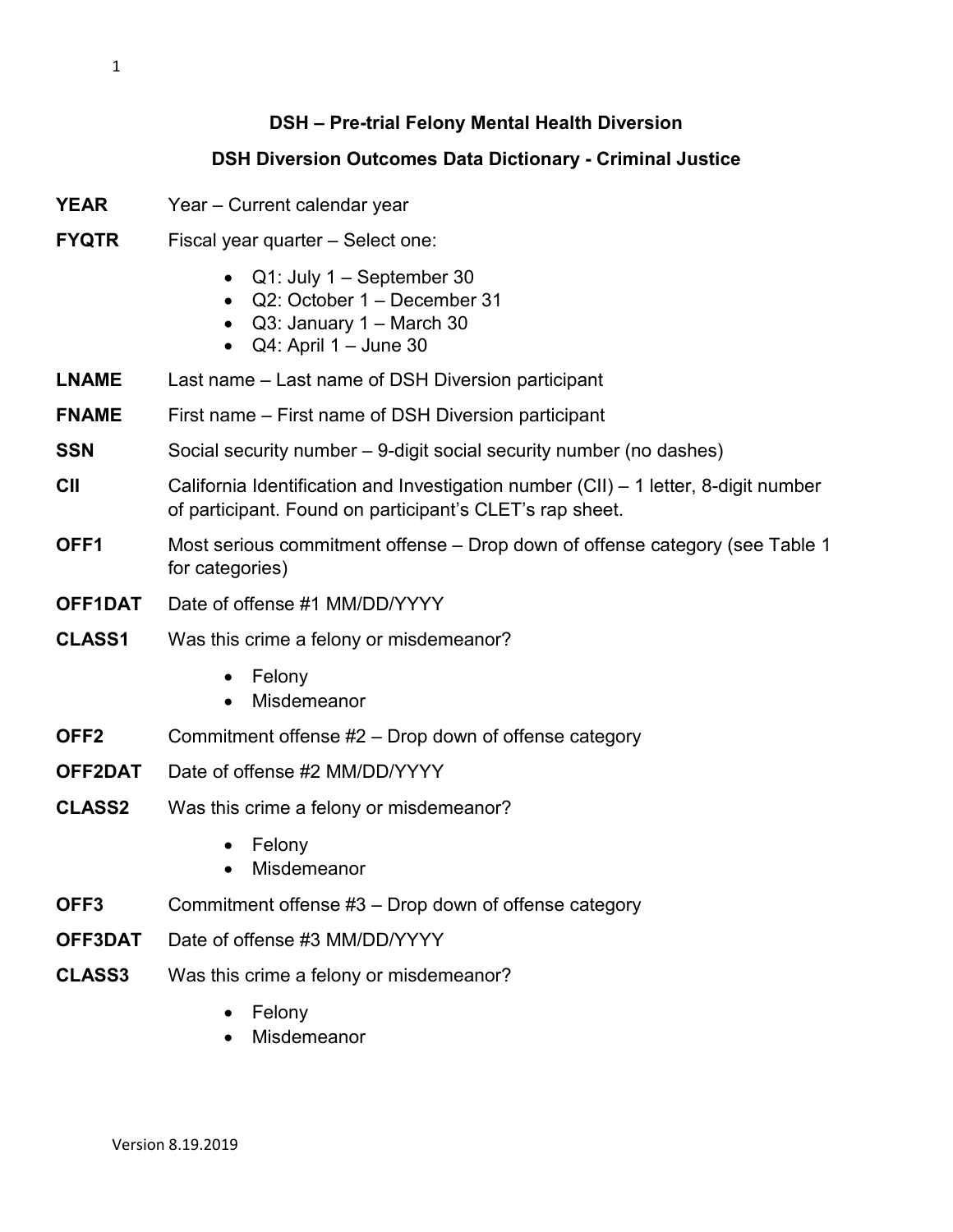# DSH – Pre-trial Felony Mental Health Diversion

## DSH Diversion Outcomes Data Dictionary - Criminal Justice

**YEAR** Year – Current calendar year

**FYQTR** Fiscal year quarter – Select one:

- Q1: July 1 – September 30
- Q2: October 1 – December 31
- Q3: January 1 – March 30
- Q4: April 1 – June 30

**LNAME** Last name – Last name of DSH Diversion participant

**FNAME** First name – First name of DSH Diversion participant

**SSN** Social security number – 9-digit social security number (no dashes)

**CII** California Identification and Investigation number (CII) – 1 letter, 8-digit number of participant. Found on participant's CLET's rap sheet.

**OFF1** Most serious commitment offense – Drop down of offense category (see Table 1 for categories)

**OFF1DAT** Date of offense #1 MM/DD/YYYY

**CLASS1** Was this crime a felony or misdemeanor?

- Felony
- Misdemeanor

**OFF2** Commitment offense #2 – Drop down of offense category

**OFF2DAT** Date of offense #2 MM/DD/YYYY

**CLASS2** Was this crime a felony or misdemeanor?

- Felony
- Misdemeanor

**OFF3** Commitment offense #3 – Drop down of offense category

**OFF3DAT** Date of offense #3 MM/DD/YYYY

**CLASS3** Was this crime a felony or misdemeanor?

- Felony
- Misdemeanor

Version 8.19.2019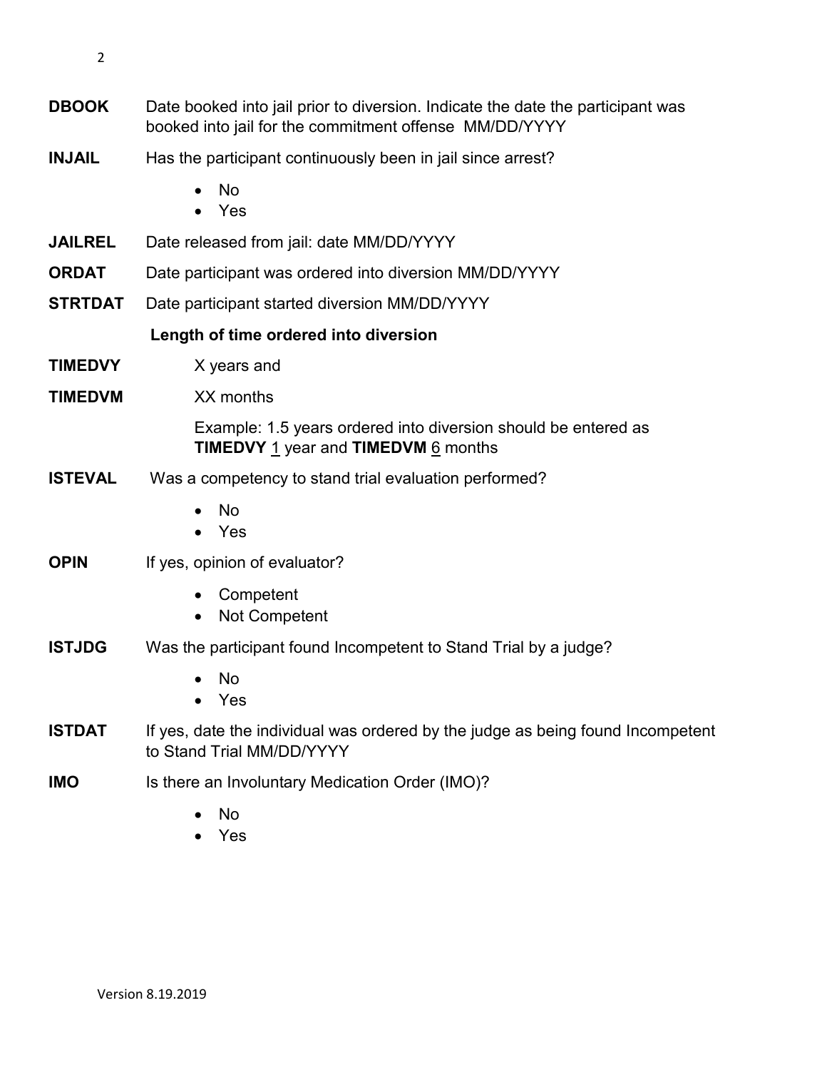**DBOOK** Date booked into jail prior to diversion. Indicate the date the participant was booked into jail for the commitment offense MM/DD/YYYY

**INJAIL** Has the participant continuously been in jail since arrest?

- No
- Yes

**JAILREL** Date released from jail: date MM/DD/YYYY

**ORDAT** Date participant was ordered into diversion MM/DD/YYYY

**STRTDAT** Date participant started diversion MM/DD/YYYY

**Length of time ordered into diversion**

**TIMEDVY** X years and

**TIMEDVM** XX months

Example: 1.5 years ordered into diversion should be entered as **TIMEDVY** 1 year and **TIMEDVM** 6 months

**ISTEVAL** Was a competency to stand trial evaluation performed?

- No
- Yes

**OPIN** If yes, opinion of evaluator?

- Competent
- Not Competent

**ISTJDG** Was the participant found Incompetent to Stand Trial by a judge?

- No
- Yes

**ISTDAT** If yes, date the individual was ordered by the judge as being found Incompetent to Stand Trial MM/DD/YYYY

**IMO** Is there an Involuntary Medication Order (IMO)?

- No
- Yes

Version 8.19.2019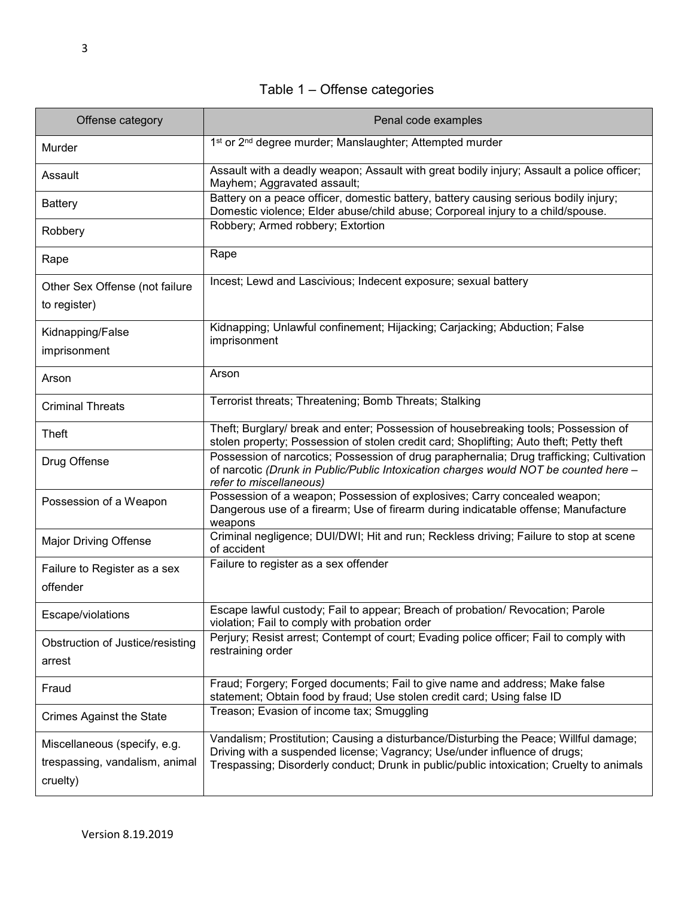Table 1 – Offense categories

| Offense category | Penal code examples |
| --- | --- |
| Murder | 1st or 2nd degree murder; Manslaughter; Attempted murder |
| Assault | Assault with a deadly weapon; Assault with great bodily injury; Assault a police officer; Mayhem; Aggravated assault; |
| Battery | Battery on a peace officer, domestic battery, battery causing serious bodily injury; Domestic violence; Elder abuse/child abuse; Corporeal injury to a child/spouse. |
| Robbery | Robbery; Armed robbery; Extortion |
| Rape | Rape |
| Other Sex Offense (not failure to register) | Incest; Lewd and Lascivious; Indecent exposure; sexual battery |
| Kidnapping/False imprisonment | Kidnapping; Unlawful confinement; Hijacking; Carjacking; Abduction; False imprisonment |
| Arson | Arson |
| Criminal Threats | Terrorist threats; Threatening; Bomb Threats; Stalking |
| Theft | Theft; Burglary/ break and enter; Possession of housebreaking tools; Possession of stolen property; Possession of stolen credit card; Shoplifting; Auto theft; Petty theft |
| Drug Offense | Possession of narcotics; Possession of drug paraphernalia; Drug trafficking; Cultivation of narcotic *(Drunk in Public/Public Intoxication charges would NOT be counted here – refer to miscellaneous)* |
| Possession of a Weapon | Possession of a weapon; Possession of explosives; Carry concealed weapon; Dangerous use of a firearm; Use of firearm during indicatable offense; Manufacture weapons |
| Major Driving Offense | Criminal negligence; DUI/DWI; Hit and run; Reckless driving; Failure to stop at scene of accident |
| Failure to Register as a sex offender | Failure to register as a sex offender |
| Escape/violations | Escape lawful custody; Fail to appear; Breach of probation/ Revocation; Parole violation; Fail to comply with probation order |
| Obstruction of Justice/resisting arrest | Perjury; Resist arrest; Contempt of court; Evading police officer; Fail to comply with restraining order |
| Fraud | Fraud; Forgery; Forged documents; Fail to give name and address; Make false statement; Obtain food by fraud; Use stolen credit card; Using false ID |
| Crimes Against the State | Treason; Evasion of income tax; Smuggling |
| Miscellaneous (specify, e.g. trespassing, vandalism, animal cruelty) | Vandalism; Prostitution; Causing a disturbance/Disturbing the Peace; Willful damage; Driving with a suspended license; Vagrancy; Use/under influence of drugs; Trespassing; Disorderly conduct; Drunk in public/public intoxication; Cruelty to animals |